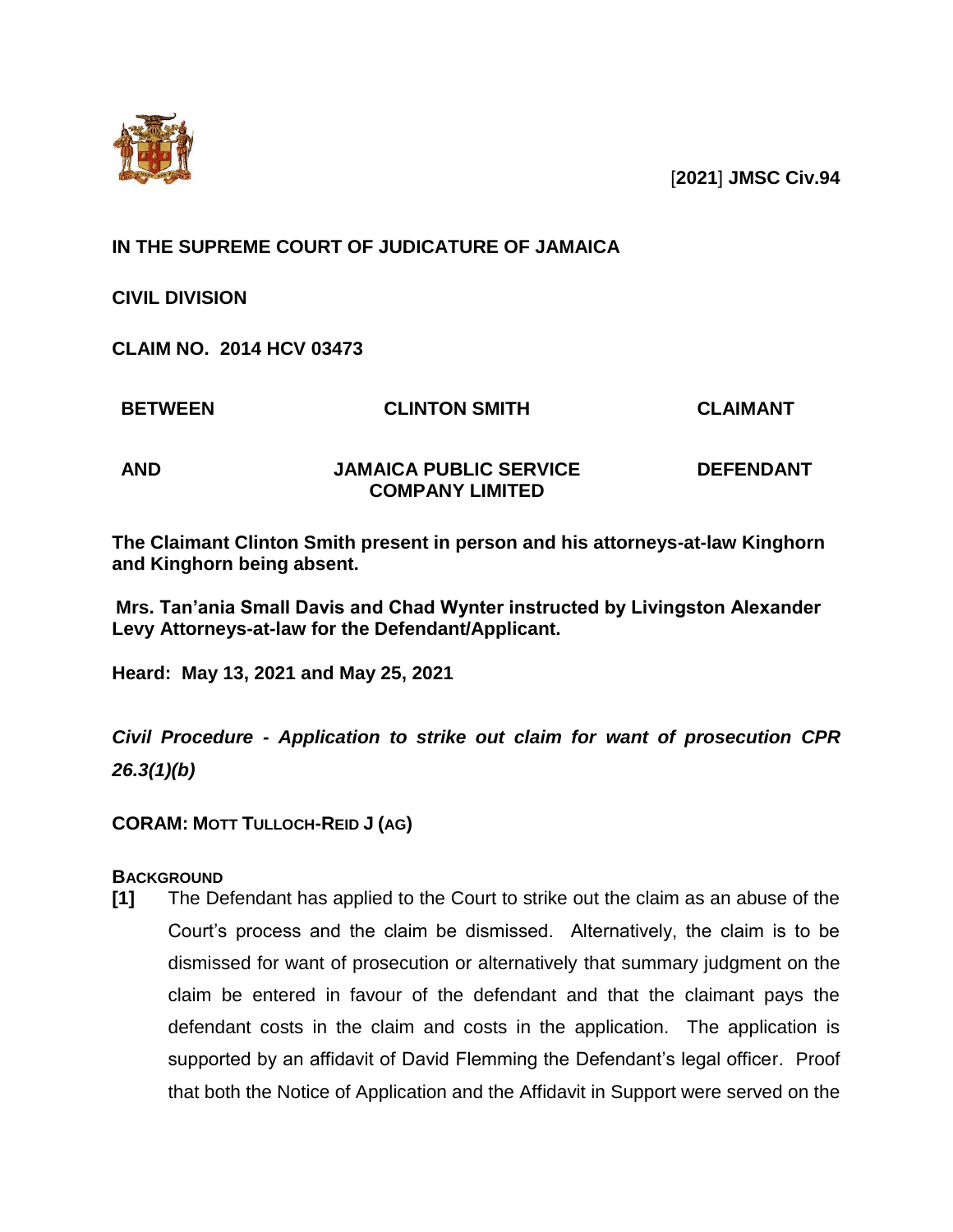[**2021**] **JMSC Civ.94**

**IN THE SUPREME COURT OF JUDICATURE OF JAMAICA**

**CIVIL DIVISION**

**CLAIM NO. 2014 HCV 03473**

| | | |
|---|---|---|
| **BETWEEN** | **CLINTON SMITH** | **CLAIMANT** |
| **AND** | **JAMAICA PUBLIC SERVICE COMPANY LIMITED** | **DEFENDANT** |

**The Claimant Clinton Smith present in person and his attorneys-at-law Kinghorn and Kinghorn being absent.**

**Mrs. Tan'ania Small Davis and Chad Wynter instructed by Livingston Alexander Levy Attorneys-at-law for the Defendant/Applicant.**

**Heard: May 13, 2021 and May 25, 2021**

***Civil Procedure - Application to strike out claim for want of prosecution CPR 26.3(1)(b)***

**CORAM: MOTT TULLOCH-REID J (AG)**

**BACKGROUND**

**[1]** The Defendant has applied to the Court to strike out the claim as an abuse of the Court's process and the claim be dismissed. Alternatively, the claim is to be dismissed for want of prosecution or alternatively that summary judgment on the claim be entered in favour of the defendant and that the claimant pays the defendant costs in the claim and costs in the application. The application is supported by an affidavit of David Flemming the Defendant's legal officer. Proof that both the Notice of Application and the Affidavit in Support were served on the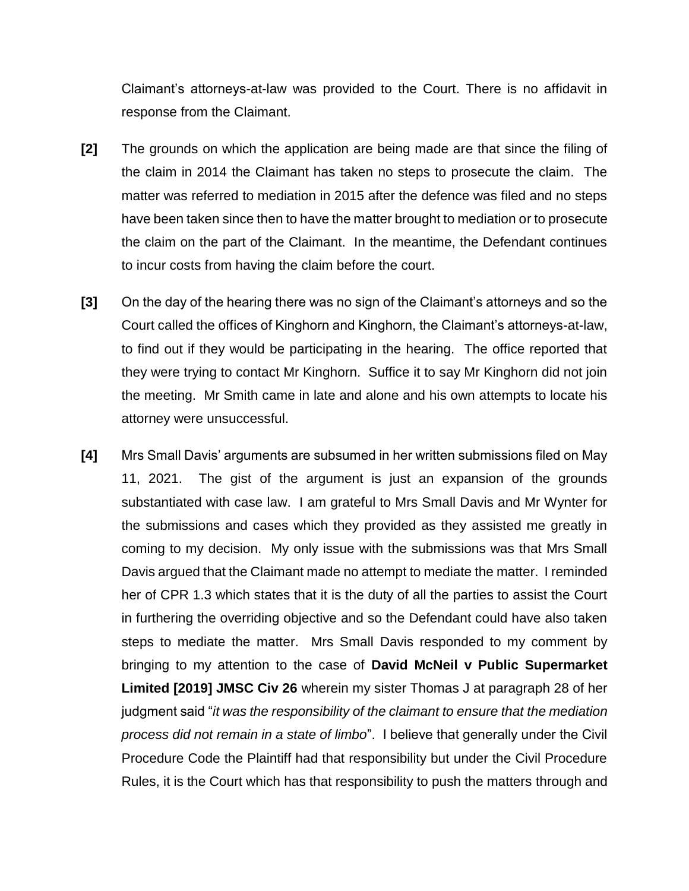Claimant's attorneys-at-law was provided to the Court. There is no affidavit in response from the Claimant.

**[2]** The grounds on which the application are being made are that since the filing of the claim in 2014 the Claimant has taken no steps to prosecute the claim. The matter was referred to mediation in 2015 after the defence was filed and no steps have been taken since then to have the matter brought to mediation or to prosecute the claim on the part of the Claimant. In the meantime, the Defendant continues to incur costs from having the claim before the court.

**[3]** On the day of the hearing there was no sign of the Claimant's attorneys and so the Court called the offices of Kinghorn and Kinghorn, the Claimant's attorneys-at-law, to find out if they would be participating in the hearing. The office reported that they were trying to contact Mr Kinghorn. Suffice it to say Mr Kinghorn did not join the meeting. Mr Smith came in late and alone and his own attempts to locate his attorney were unsuccessful.

**[4]** Mrs Small Davis' arguments are subsumed in her written submissions filed on May 11, 2021. The gist of the argument is just an expansion of the grounds substantiated with case law. I am grateful to Mrs Small Davis and Mr Wynter for the submissions and cases which they provided as they assisted me greatly in coming to my decision. My only issue with the submissions was that Mrs Small Davis argued that the Claimant made no attempt to mediate the matter. I reminded her of CPR 1.3 which states that it is the duty of all the parties to assist the Court in furthering the overriding objective and so the Defendant could have also taken steps to mediate the matter. Mrs Small Davis responded to my comment by bringing to my attention to the case of **David McNeil v Public Supermarket Limited [2019] JMSC Civ 26** wherein my sister Thomas J at paragraph 28 of her judgment said "*it was the responsibility of the claimant to ensure that the mediation process did not remain in a state of limbo*". I believe that generally under the Civil Procedure Code the Plaintiff had that responsibility but under the Civil Procedure Rules, it is the Court which has that responsibility to push the matters through and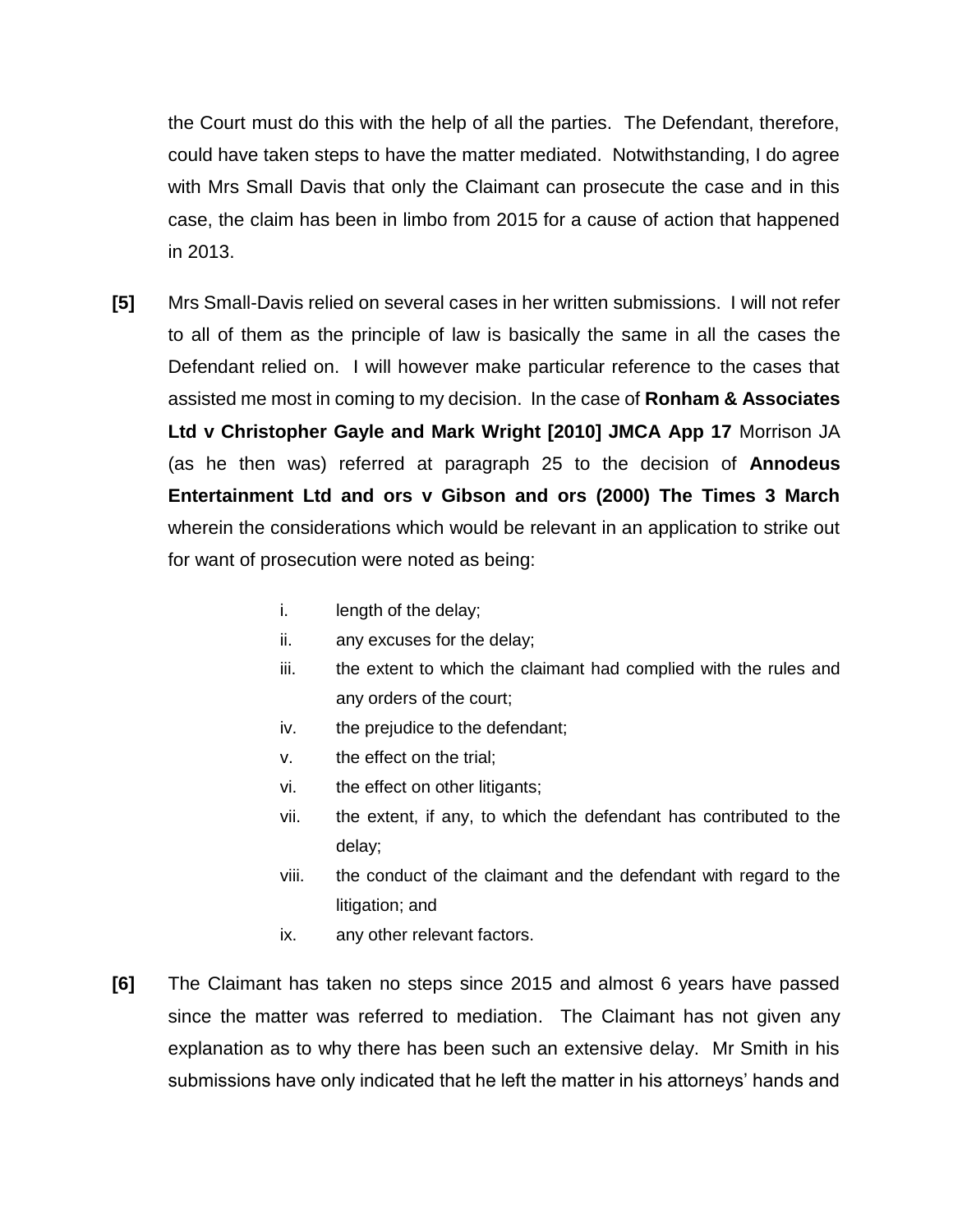the Court must do this with the help of all the parties. The Defendant, therefore, could have taken steps to have the matter mediated. Notwithstanding, I do agree with Mrs Small Davis that only the Claimant can prosecute the case and in this case, the claim has been in limbo from 2015 for a cause of action that happened in 2013.

**[5]** Mrs Small-Davis relied on several cases in her written submissions. I will not refer to all of them as the principle of law is basically the same in all the cases the Defendant relied on. I will however make particular reference to the cases that assisted me most in coming to my decision. In the case of **Ronham & Associates Ltd v Christopher Gayle and Mark Wright [2010] JMCA App 17** Morrison JA (as he then was) referred at paragraph 25 to the decision of **Annodeus Entertainment Ltd and ors v Gibson and ors (2000) The Times 3 March** wherein the considerations which would be relevant in an application to strike out for want of prosecution were noted as being:

- i. length of the delay;
- ii. any excuses for the delay;
- iii. the extent to which the claimant had complied with the rules and any orders of the court;
- iv. the prejudice to the defendant;
- v. the effect on the trial;
- vi. the effect on other litigants;
- vii. the extent, if any, to which the defendant has contributed to the delay;
- viii. the conduct of the claimant and the defendant with regard to the litigation; and
- ix. any other relevant factors.

**[6]** The Claimant has taken no steps since 2015 and almost 6 years have passed since the matter was referred to mediation. The Claimant has not given any explanation as to why there has been such an extensive delay. Mr Smith in his submissions have only indicated that he left the matter in his attorneys' hands and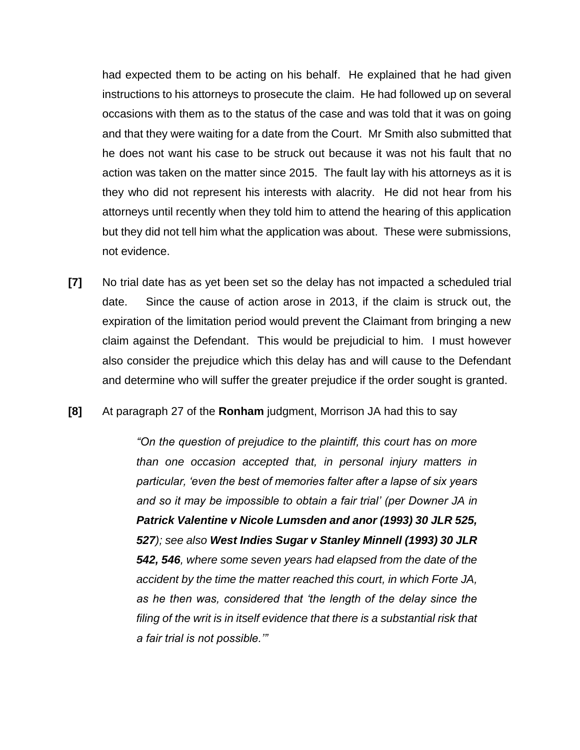had expected them to be acting on his behalf. He explained that he had given instructions to his attorneys to prosecute the claim. He had followed up on several occasions with them as to the status of the case and was told that it was on going and that they were waiting for a date from the Court. Mr Smith also submitted that he does not want his case to be struck out because it was not his fault that no action was taken on the matter since 2015. The fault lay with his attorneys as it is they who did not represent his interests with alacrity. He did not hear from his attorneys until recently when they told him to attend the hearing of this application but they did not tell him what the application was about. These were submissions, not evidence.

**[7]** No trial date has as yet been set so the delay has not impacted a scheduled trial date. Since the cause of action arose in 2013, if the claim is struck out, the expiration of the limitation period would prevent the Claimant from bringing a new claim against the Defendant. This would be prejudicial to him. I must however also consider the prejudice which this delay has and will cause to the Defendant and determine who will suffer the greater prejudice if the order sought is granted.

**[8]** At paragraph 27 of the **Ronham** judgment, Morrison JA had this to say

> *"On the question of prejudice to the plaintiff, this court has on more than one occasion accepted that, in personal injury matters in particular, 'even the best of memories falter after a lapse of six years and so it may be impossible to obtain a fair trial' (per Downer JA in **Patrick Valentine v Nicole Lumsden and anor (1993) 30 JLR 525, 527**); see also **West Indies Sugar v Stanley Minnell (1993) 30 JLR 542, 546**, where some seven years had elapsed from the date of the accident by the time the matter reached this court, in which Forte JA, as he then was, considered that 'the length of the delay since the filing of the writ is in itself evidence that there is a substantial risk that a fair trial is not possible.'"*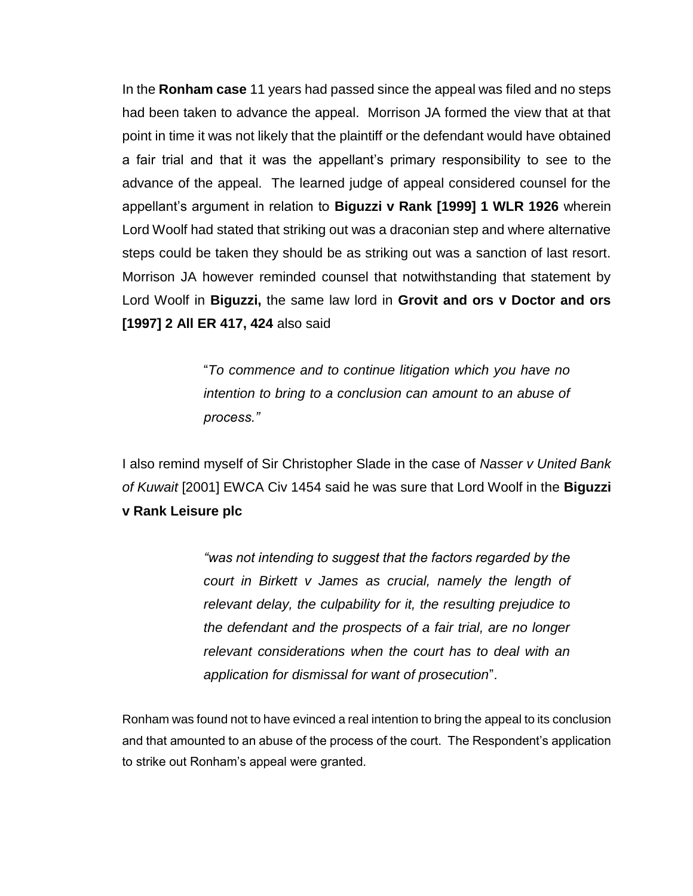In the **Ronham case** 11 years had passed since the appeal was filed and no steps had been taken to advance the appeal. Morrison JA formed the view that at that point in time it was not likely that the plaintiff or the defendant would have obtained a fair trial and that it was the appellant's primary responsibility to see to the advance of the appeal. The learned judge of appeal considered counsel for the appellant's argument in relation to **Biguzzi v Rank [1999] 1 WLR 1926** wherein Lord Woolf had stated that striking out was a draconian step and where alternative steps could be taken they should be as striking out was a sanction of last resort. Morrison JA however reminded counsel that notwithstanding that statement by Lord Woolf in **Biguzzi,** the same law lord in **Grovit and ors v Doctor and ors [1997] 2 All ER 417, 424** also said

> "*To commence and to continue litigation which you have no intention to bring to a conclusion can amount to an abuse of process."*

I also remind myself of Sir Christopher Slade in the case of *Nasser v United Bank of Kuwait* [2001] EWCA Civ 1454 said he was sure that Lord Woolf in the **Biguzzi v Rank Leisure plc**

> *"was not intending to suggest that the factors regarded by the court in Birkett v James as crucial, namely the length of relevant delay, the culpability for it, the resulting prejudice to the defendant and the prospects of a fair trial, are no longer relevant considerations when the court has to deal with an application for dismissal for want of prosecution*".

Ronham was found not to have evinced a real intention to bring the appeal to its conclusion and that amounted to an abuse of the process of the court. The Respondent's application to strike out Ronham's appeal were granted.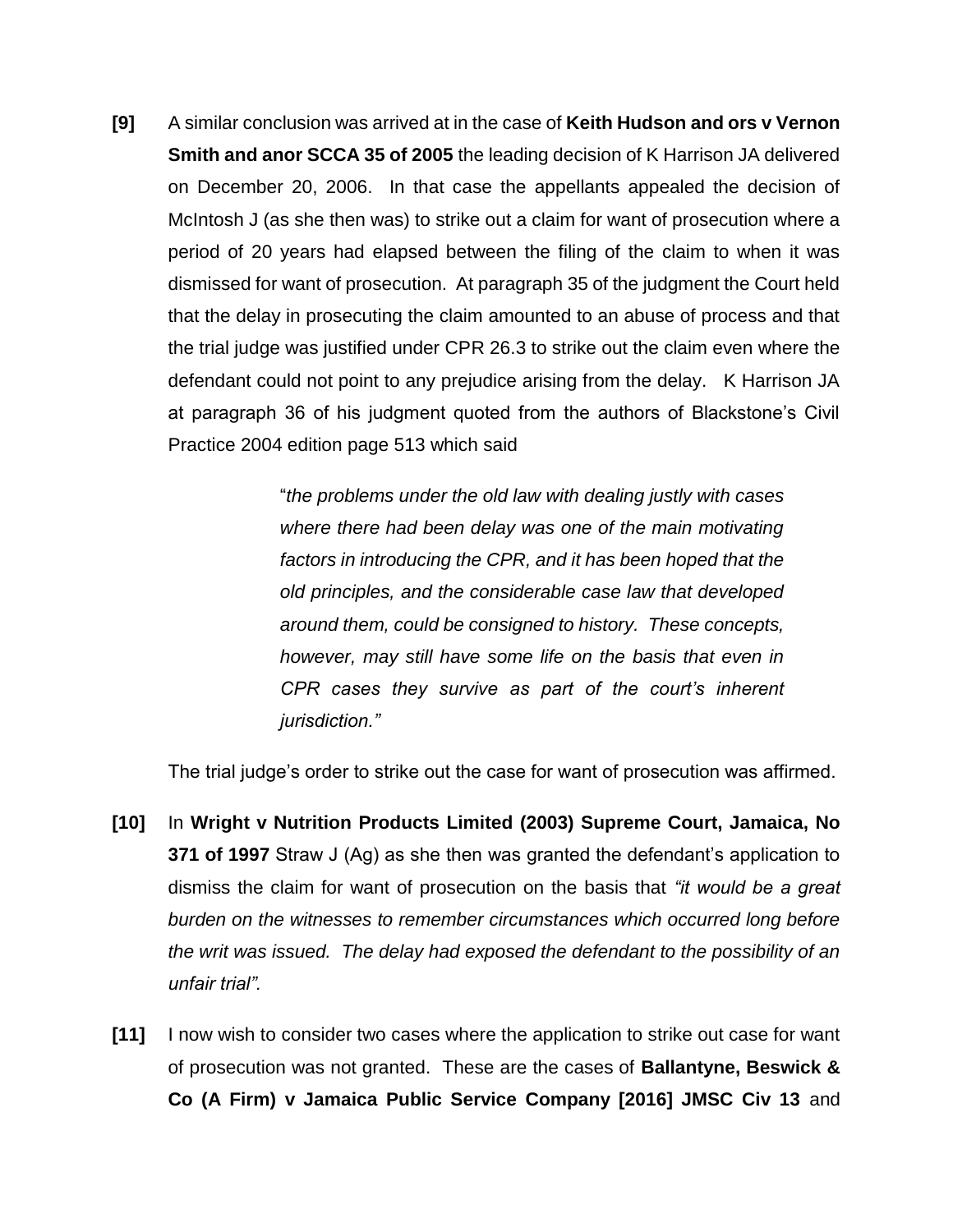**[9]** A similar conclusion was arrived at in the case of **Keith Hudson and ors v Vernon Smith and anor SCCA 35 of 2005** the leading decision of K Harrison JA delivered on December 20, 2006. In that case the appellants appealed the decision of McIntosh J (as she then was) to strike out a claim for want of prosecution where a period of 20 years had elapsed between the filing of the claim to when it was dismissed for want of prosecution. At paragraph 35 of the judgment the Court held that the delay in prosecuting the claim amounted to an abuse of process and that the trial judge was justified under CPR 26.3 to strike out the claim even where the defendant could not point to any prejudice arising from the delay. K Harrison JA at paragraph 36 of his judgment quoted from the authors of Blackstone's Civil Practice 2004 edition page 513 which said

> "*the problems under the old law with dealing justly with cases where there had been delay was one of the main motivating factors in introducing the CPR, and it has been hoped that the old principles, and the considerable case law that developed around them, could be consigned to history. These concepts, however, may still have some life on the basis that even in CPR cases they survive as part of the court's inherent jurisdiction.*"

The trial judge's order to strike out the case for want of prosecution was affirmed.

**[10]** In **Wright v Nutrition Products Limited (2003) Supreme Court, Jamaica, No 371 of 1997** Straw J (Ag) as she then was granted the defendant's application to dismiss the claim for want of prosecution on the basis that *"it would be a great burden on the witnesses to remember circumstances which occurred long before the writ was issued. The delay had exposed the defendant to the possibility of an unfair trial".*

**[11]** I now wish to consider two cases where the application to strike out case for want of prosecution was not granted. These are the cases of **Ballantyne, Beswick & Co (A Firm) v Jamaica Public Service Company [2016] JMSC Civ 13** and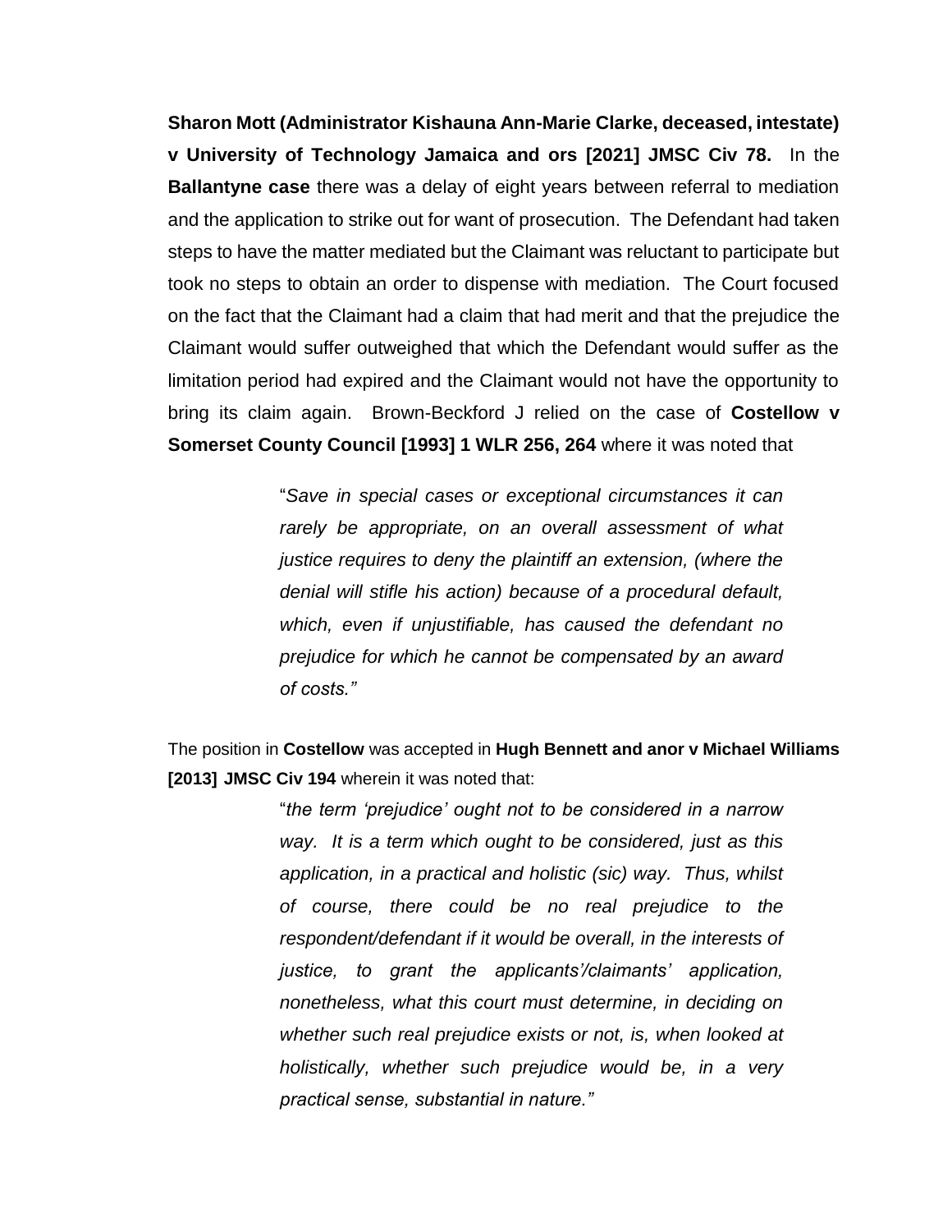**Sharon Mott (Administrator Kishauna Ann-Marie Clarke, deceased, intestate) v University of Technology Jamaica and ors [2021] JMSC Civ 78.** In the **Ballantyne case** there was a delay of eight years between referral to mediation and the application to strike out for want of prosecution. The Defendant had taken steps to have the matter mediated but the Claimant was reluctant to participate but took no steps to obtain an order to dispense with mediation. The Court focused on the fact that the Claimant had a claim that had merit and that the prejudice the Claimant would suffer outweighed that which the Defendant would suffer as the limitation period had expired and the Claimant would not have the opportunity to bring its claim again. Brown-Beckford J relied on the case of **Costellow v Somerset County Council [1993] 1 WLR 256, 264** where it was noted that

> "*Save in special cases or exceptional circumstances it can rarely be appropriate, on an overall assessment of what justice requires to deny the plaintiff an extension, (where the denial will stifle his action) because of a procedural default, which, even if unjustifiable, has caused the defendant no prejudice for which he cannot be compensated by an award of costs.*"

The position in **Costellow** was accepted in **Hugh Bennett and anor v Michael Williams [2013] JMSC Civ 194** wherein it was noted that:

> "*the term 'prejudice' ought not to be considered in a narrow way. It is a term which ought to be considered, just as this application, in a practical and holistic (sic) way. Thus, whilst of course, there could be no real prejudice to the respondent/defendant if it would be overall, in the interests of justice, to grant the applicants'/claimants' application, nonetheless, what this court must determine, in deciding on whether such real prejudice exists or not, is, when looked at holistically, whether such prejudice would be, in a very practical sense, substantial in nature.*"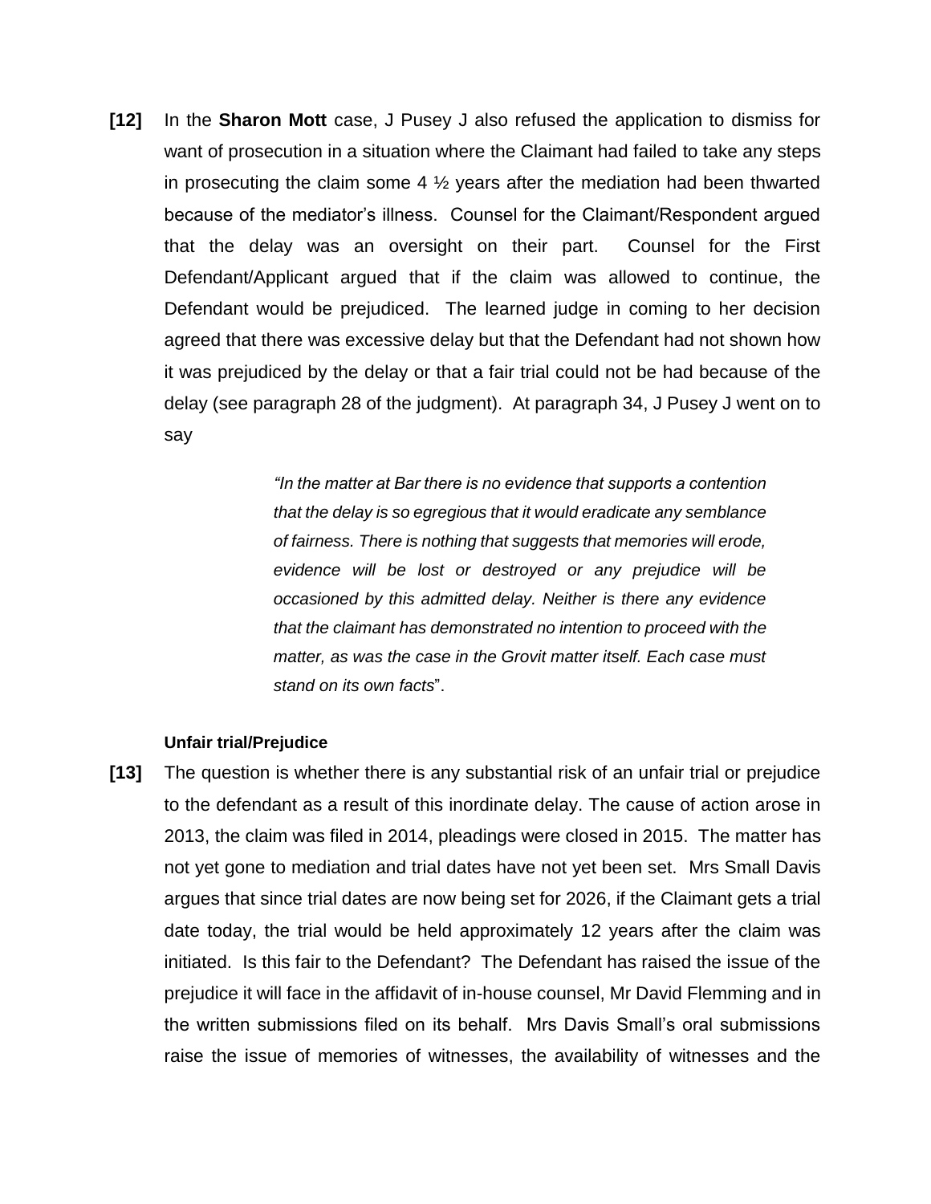**[12]** In the **Sharon Mott** case, J Pusey J also refused the application to dismiss for want of prosecution in a situation where the Claimant had failed to take any steps in prosecuting the claim some 4 ½ years after the mediation had been thwarted because of the mediator's illness. Counsel for the Claimant/Respondent argued that the delay was an oversight on their part. Counsel for the First Defendant/Applicant argued that if the claim was allowed to continue, the Defendant would be prejudiced. The learned judge in coming to her decision agreed that there was excessive delay but that the Defendant had not shown how it was prejudiced by the delay or that a fair trial could not be had because of the delay (see paragraph 28 of the judgment). At paragraph 34, J Pusey J went on to say

> *"In the matter at Bar there is no evidence that supports a contention that the delay is so egregious that it would eradicate any semblance of fairness. There is nothing that suggests that memories will erode, evidence will be lost or destroyed or any prejudice will be occasioned by this admitted delay. Neither is there any evidence that the claimant has demonstrated no intention to proceed with the matter, as was the case in the Grovit matter itself. Each case must stand on its own facts*".

**Unfair trial/Prejudice**

**[13]** The question is whether there is any substantial risk of an unfair trial or prejudice to the defendant as a result of this inordinate delay. The cause of action arose in 2013, the claim was filed in 2014, pleadings were closed in 2015. The matter has not yet gone to mediation and trial dates have not yet been set. Mrs Small Davis argues that since trial dates are now being set for 2026, if the Claimant gets a trial date today, the trial would be held approximately 12 years after the claim was initiated. Is this fair to the Defendant? The Defendant has raised the issue of the prejudice it will face in the affidavit of in-house counsel, Mr David Flemming and in the written submissions filed on its behalf. Mrs Davis Small's oral submissions raise the issue of memories of witnesses, the availability of witnesses and the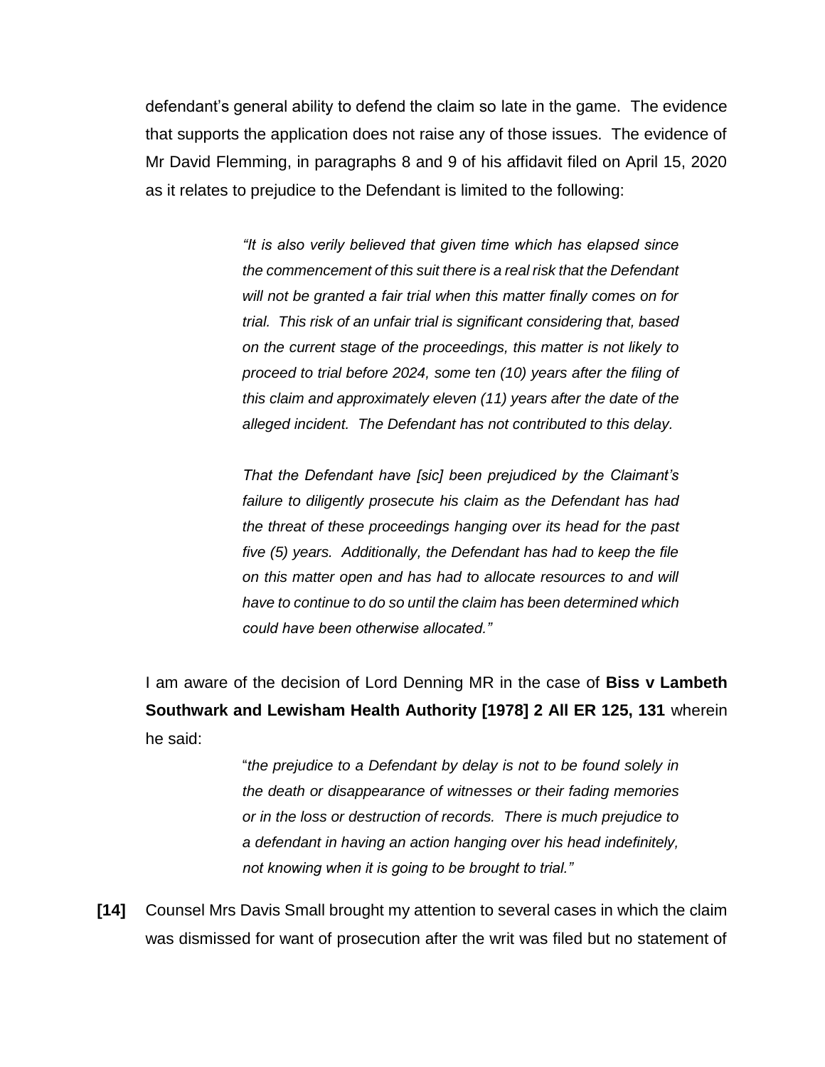defendant's general ability to defend the claim so late in the game. The evidence that supports the application does not raise any of those issues. The evidence of Mr David Flemming, in paragraphs 8 and 9 of his affidavit filed on April 15, 2020 as it relates to prejudice to the Defendant is limited to the following:

> *"It is also verily believed that given time which has elapsed since the commencement of this suit there is a real risk that the Defendant will not be granted a fair trial when this matter finally comes on for trial. This risk of an unfair trial is significant considering that, based on the current stage of the proceedings, this matter is not likely to proceed to trial before 2024, some ten (10) years after the filing of this claim and approximately eleven (11) years after the date of the alleged incident. The Defendant has not contributed to this delay.*
>
> *That the Defendant have [sic] been prejudiced by the Claimant's failure to diligently prosecute his claim as the Defendant has had the threat of these proceedings hanging over its head for the past five (5) years. Additionally, the Defendant has had to keep the file on this matter open and has had to allocate resources to and will have to continue to do so until the claim has been determined which could have been otherwise allocated."*

I am aware of the decision of Lord Denning MR in the case of **Biss v Lambeth Southwark and Lewisham Health Authority [1978] 2 All ER 125, 131** wherein he said:

> "*the prejudice to a Defendant by delay is not to be found solely in the death or disappearance of witnesses or their fading memories or in the loss or destruction of records. There is much prejudice to a defendant in having an action hanging over his head indefinitely, not knowing when it is going to be brought to trial."*

**[14]** Counsel Mrs Davis Small brought my attention to several cases in which the claim was dismissed for want of prosecution after the writ was filed but no statement of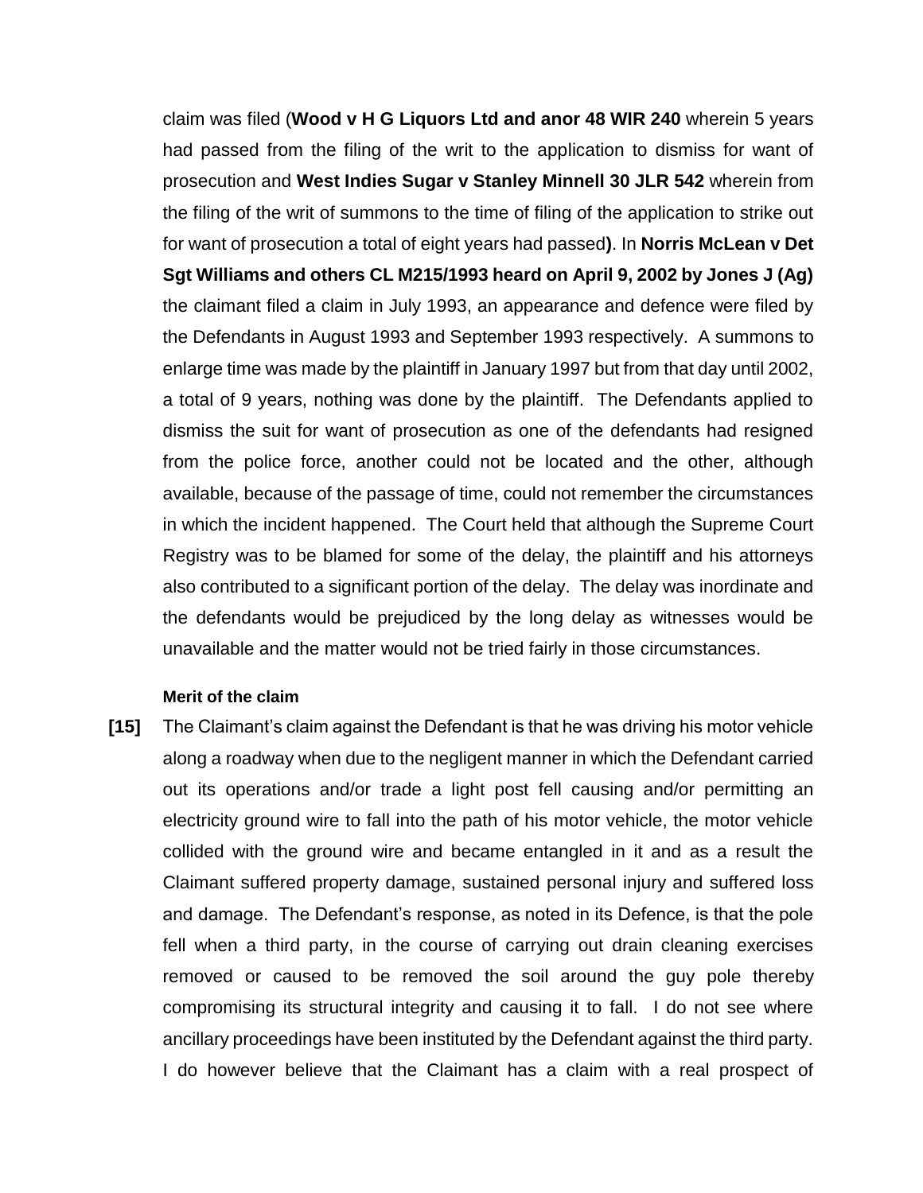claim was filed (**Wood v H G Liquors Ltd and anor 48 WIR 240** wherein 5 years had passed from the filing of the writ to the application to dismiss for want of prosecution and **West Indies Sugar v Stanley Minnell 30 JLR 542** wherein from the filing of the writ of summons to the time of filing of the application to strike out for want of prosecution a total of eight years had passed**)**. In **Norris McLean v Det Sgt Williams and others CL M215/1993 heard on April 9, 2002 by Jones J (Ag)** the claimant filed a claim in July 1993, an appearance and defence were filed by the Defendants in August 1993 and September 1993 respectively. A summons to enlarge time was made by the plaintiff in January 1997 but from that day until 2002, a total of 9 years, nothing was done by the plaintiff. The Defendants applied to dismiss the suit for want of prosecution as one of the defendants had resigned from the police force, another could not be located and the other, although available, because of the passage of time, could not remember the circumstances in which the incident happened. The Court held that although the Supreme Court Registry was to be blamed for some of the delay, the plaintiff and his attorneys also contributed to a significant portion of the delay. The delay was inordinate and the defendants would be prejudiced by the long delay as witnesses would be unavailable and the matter would not be tried fairly in those circumstances.

**Merit of the claim**

**[15]** The Claimant's claim against the Defendant is that he was driving his motor vehicle along a roadway when due to the negligent manner in which the Defendant carried out its operations and/or trade a light post fell causing and/or permitting an electricity ground wire to fall into the path of his motor vehicle, the motor vehicle collided with the ground wire and became entangled in it and as a result the Claimant suffered property damage, sustained personal injury and suffered loss and damage. The Defendant's response, as noted in its Defence, is that the pole fell when a third party, in the course of carrying out drain cleaning exercises removed or caused to be removed the soil around the guy pole thereby compromising its structural integrity and causing it to fall. I do not see where ancillary proceedings have been instituted by the Defendant against the third party. I do however believe that the Claimant has a claim with a real prospect of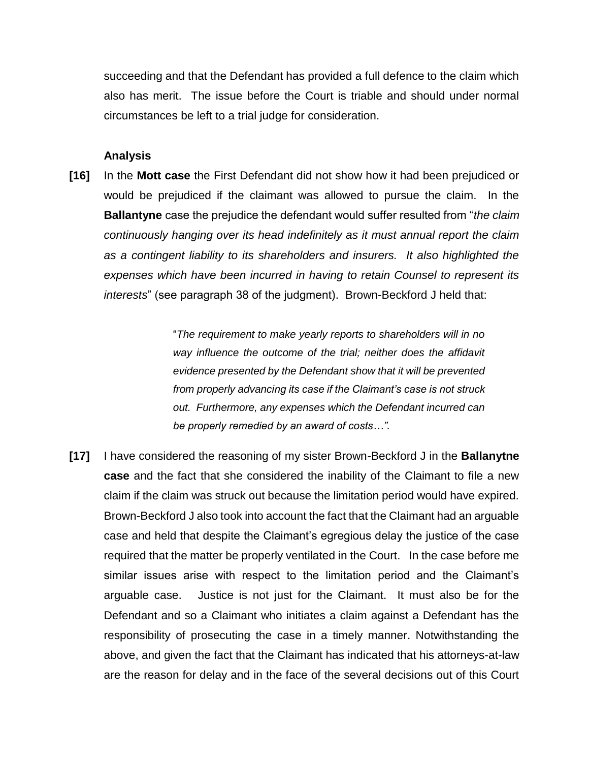succeeding and that the Defendant has provided a full defence to the claim which also has merit. The issue before the Court is triable and should under normal circumstances be left to a trial judge for consideration.

**Analysis**

**[16]** In the **Mott case** the First Defendant did not show how it had been prejudiced or would be prejudiced if the claimant was allowed to pursue the claim. In the **Ballantyne** case the prejudice the defendant would suffer resulted from "*the claim continuously hanging over its head indefinitely as it must annual report the claim as a contingent liability to its shareholders and insurers. It also highlighted the expenses which have been incurred in having to retain Counsel to represent its interests*" (see paragraph 38 of the judgment). Brown-Beckford J held that:

> "*The requirement to make yearly reports to shareholders will in no way influence the outcome of the trial; neither does the affidavit evidence presented by the Defendant show that it will be prevented from properly advancing its case if the Claimant's case is not struck out. Furthermore, any expenses which the Defendant incurred can be properly remedied by an award of costs…".*

**[17]** I have considered the reasoning of my sister Brown-Beckford J in the **Ballanytne case** and the fact that she considered the inability of the Claimant to file a new claim if the claim was struck out because the limitation period would have expired. Brown-Beckford J also took into account the fact that the Claimant had an arguable case and held that despite the Claimant's egregious delay the justice of the case required that the matter be properly ventilated in the Court. In the case before me similar issues arise with respect to the limitation period and the Claimant's arguable case. Justice is not just for the Claimant. It must also be for the Defendant and so a Claimant who initiates a claim against a Defendant has the responsibility of prosecuting the case in a timely manner. Notwithstanding the above, and given the fact that the Claimant has indicated that his attorneys-at-law are the reason for delay and in the face of the several decisions out of this Court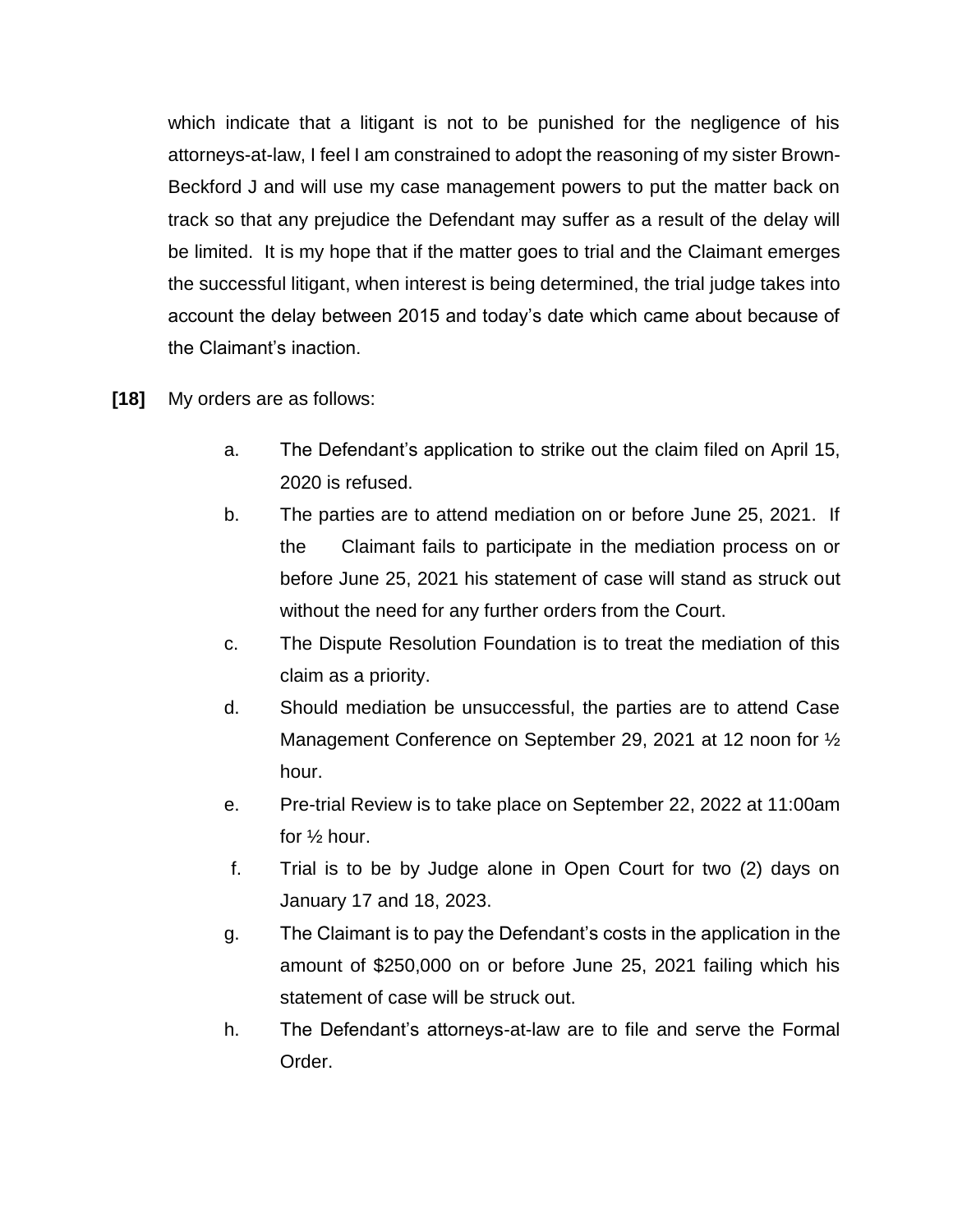which indicate that a litigant is not to be punished for the negligence of his attorneys-at-law, I feel I am constrained to adopt the reasoning of my sister Brown-Beckford J and will use my case management powers to put the matter back on track so that any prejudice the Defendant may suffer as a result of the delay will be limited. It is my hope that if the matter goes to trial and the Claimant emerges the successful litigant, when interest is being determined, the trial judge takes into account the delay between 2015 and today's date which came about because of the Claimant's inaction.

**[18]** My orders are as follows:

a. The Defendant's application to strike out the claim filed on April 15, 2020 is refused.

b. The parties are to attend mediation on or before June 25, 2021. If the Claimant fails to participate in the mediation process on or before June 25, 2021 his statement of case will stand as struck out without the need for any further orders from the Court.

c. The Dispute Resolution Foundation is to treat the mediation of this claim as a priority.

d. Should mediation be unsuccessful, the parties are to attend Case Management Conference on September 29, 2021 at 12 noon for ½ hour.

e. Pre-trial Review is to take place on September 22, 2022 at 11:00am for ½ hour.

f. Trial is to be by Judge alone in Open Court for two (2) days on January 17 and 18, 2023.

g. The Claimant is to pay the Defendant's costs in the application in the amount of $250,000 on or before June 25, 2021 failing which his statement of case will be struck out.

h. The Defendant's attorneys-at-law are to file and serve the Formal Order.